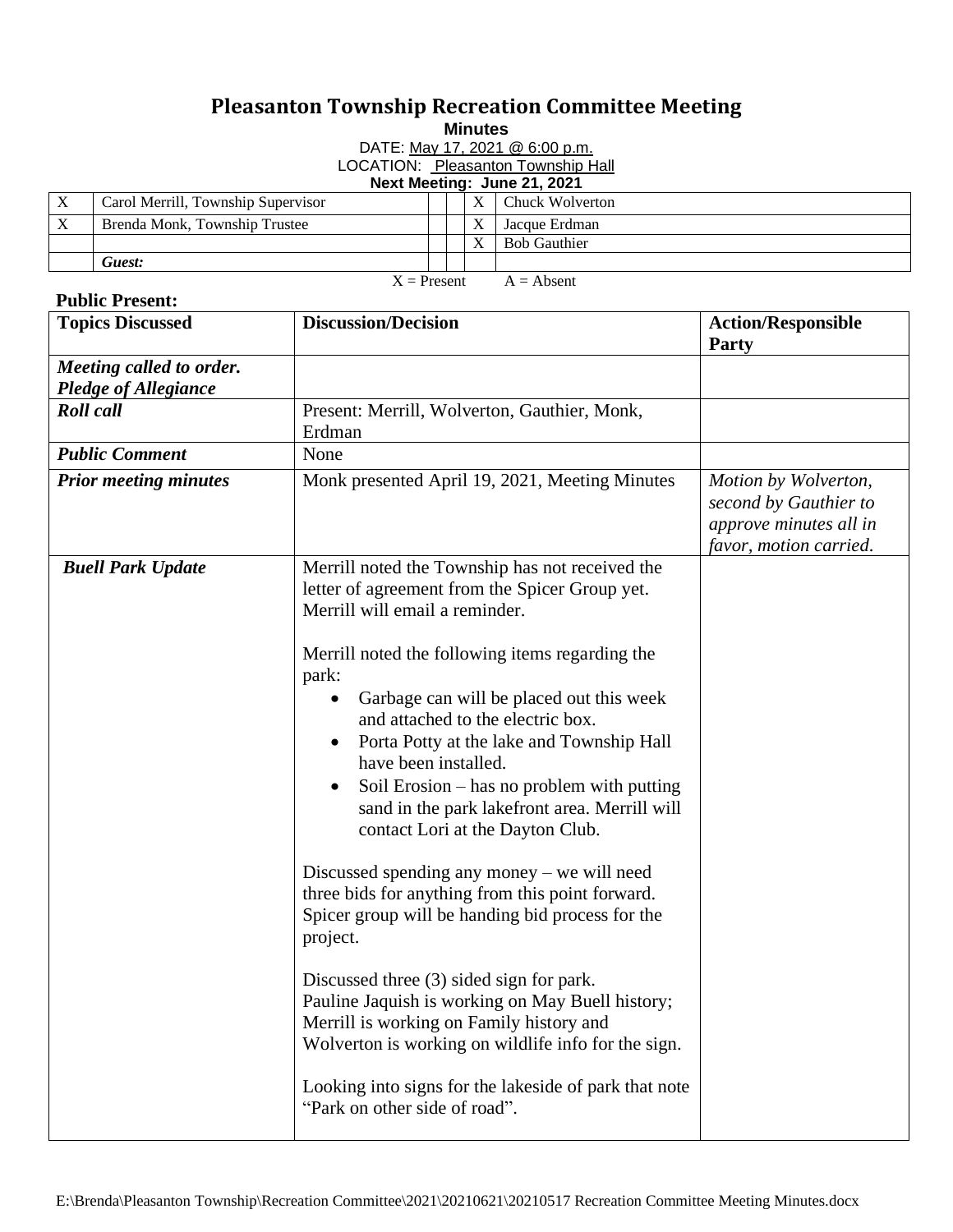# Pleasanton Township Recreation Committee Meeting

**Minutes**

DATE: May 17, 2021 @ 6:00 p.m.

LOCATION: Pleasanton Township Hall

**Next Meeting: June 21, 2021**

| | | | | | |
|---|---|---|---|---|---|
| X | Carol Merrill, Township Supervisor | | | X | Chuck Wolverton |
| X | Brenda Monk, Township Trustee | | | X | Jacque Erdman |
| | | | | X | Bob Gauthier |
| | *Guest:* | | | | |

X = Present A = Absent

**Public Present:**

| Topics Discussed | Discussion/Decision | Action/Responsible Party |
|---|---|---|
| ***Meeting called to order. Pledge of Allegiance*** | | |
| ***Roll call*** | Present: Merrill, Wolverton, Gauthier, Monk, Erdman | |
| ***Public Comment*** | None | |
| ***Prior meeting minutes*** | Monk presented April 19, 2021, Meeting Minutes | *Motion by Wolverton, second by Gauthier to approve minutes all in favor, motion carried.* |
| ***Buell Park Update*** | Merrill noted the Township has not received the letter of agreement from the Spicer Group yet. Merrill will email a reminder.<br><br>Merrill noted the following items regarding the park:<br>• Garbage can will be placed out this week and attached to the electric box.<br>• Porta Potty at the lake and Township Hall have been installed.<br>• Soil Erosion – has no problem with putting sand in the park lakefront area. Merrill will contact Lori at the Dayton Club.<br><br>Discussed spending any money – we will need three bids for anything from this point forward. Spicer group will be handing bid process for the project.<br><br>Discussed three (3) sided sign for park. Pauline Jaquish is working on May Buell history; Merrill is working on Family history and Wolverton is working on wildlife info for the sign.<br><br>Looking into signs for the lakeside of park that note "Park on other side of road". | |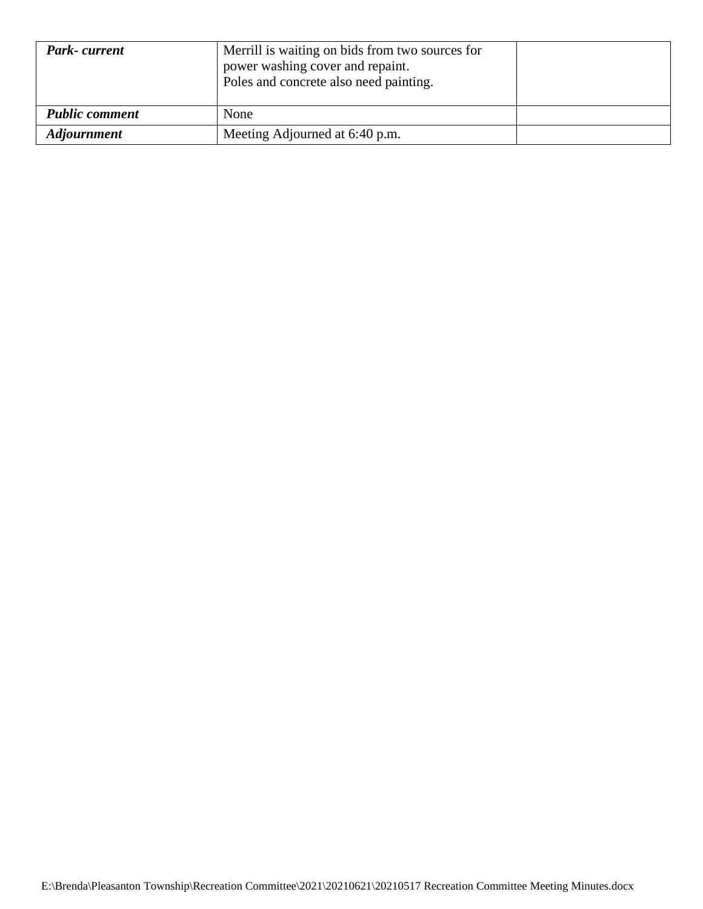| | | |
|---|---|---|
| ***Park- current*** | Merrill is waiting on bids from two sources for power washing cover and repaint.<br>Poles and concrete also need painting. | |
| ***Public comment*** | None | |
| ***Adjournment*** | Meeting Adjourned at 6:40 p.m. | |

E:\Brenda\Pleasanton Township\Recreation Committee\2021\20210621\20210517 Recreation Committee Meeting Minutes.docx